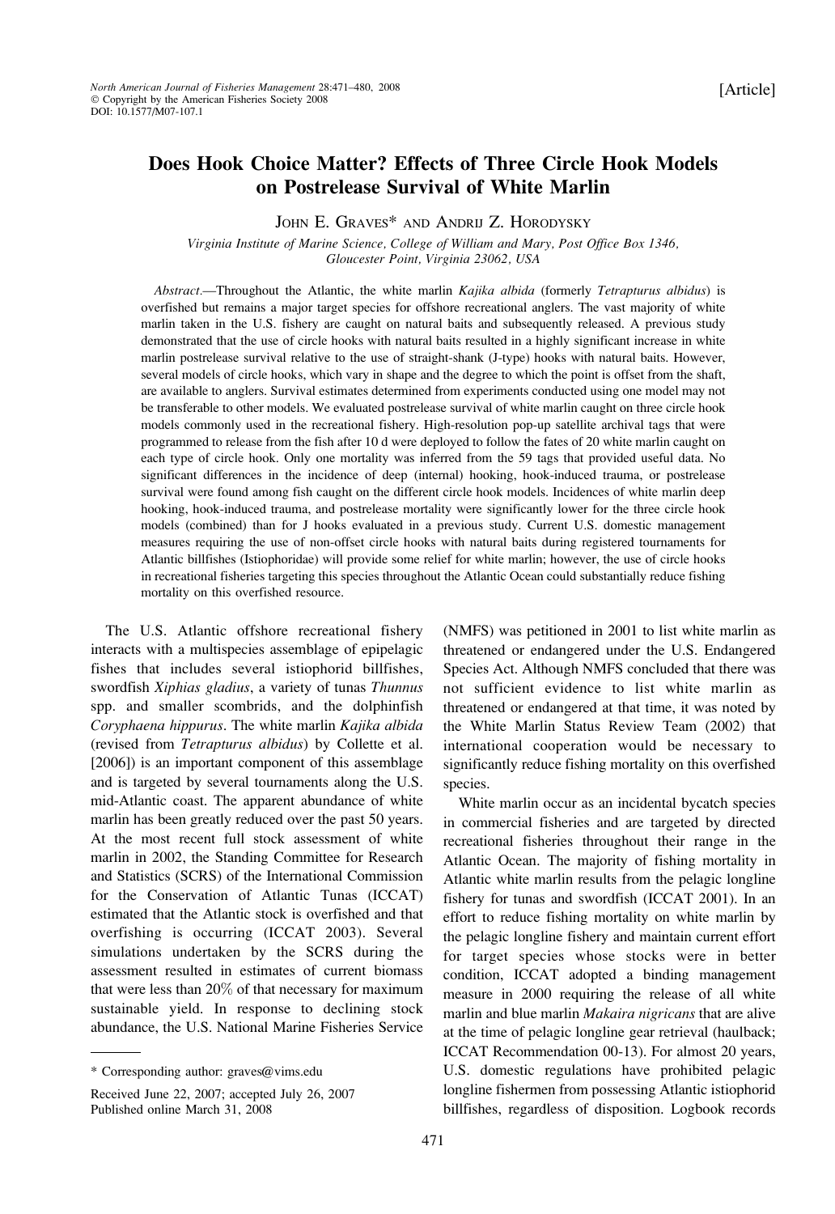[Article]

# Does Hook Choice Matter? Effects of Three Circle Hook Models on Postrelease Survival of White Marlin

JOHN E. GRAVES* AND ANDRIJ Z. HORODYSKY

*Virginia Institute of Marine Science, College of William and Mary, Post Office Box 1346, Gloucester Point, Virginia 23062, USA*

*Abstract.*—Throughout the Atlantic, the white marlin *Kajika albida* (formerly *Tetrapturus albidus*) is overfished but remains a major target species for offshore recreational anglers. The vast majority of white marlin taken in the U.S. fishery are caught on natural baits and subsequently released. A previous study demonstrated that the use of circle hooks with natural baits resulted in a highly significant increase in white marlin postrelease survival relative to the use of straight-shank (J-type) hooks with natural baits. However, several models of circle hooks, which vary in shape and the degree to which the point is offset from the shaft, are available to anglers. Survival estimates determined from experiments conducted using one model may not be transferable to other models. We evaluated postrelease survival of white marlin caught on three circle hook models commonly used in the recreational fishery. High-resolution pop-up satellite archival tags that were programmed to release from the fish after 10 d were deployed to follow the fates of 20 white marlin caught on each type of circle hook. Only one mortality was inferred from the 59 tags that provided useful data. No significant differences in the incidence of deep (internal) hooking, hook-induced trauma, or postrelease survival were found among fish caught on the different circle hook models. Incidences of white marlin deep hooking, hook-induced trauma, and postrelease mortality were significantly lower for the three circle hook models (combined) than for J hooks evaluated in a previous study. Current U.S. domestic management measures requiring the use of non-offset circle hooks with natural baits during registered tournaments for Atlantic billfishes (Istiophoridae) will provide some relief for white marlin; however, the use of circle hooks in recreational fisheries targeting this species throughout the Atlantic Ocean could substantially reduce fishing mortality on this overfished resource.

The U.S. Atlantic offshore recreational fishery interacts with a multispecies assemblage of epipelagic fishes that includes several istiophorid billfishes, swordfish *Xiphias gladius*, a variety of tunas *Thunnus* spp. and smaller scombrids, and the dolphinfish *Coryphaena hippurus*. The white marlin *Kajika albida* (revised from *Tetrapturus albidus*) by Collette et al. [2006]) is an important component of this assemblage and is targeted by several tournaments along the U.S. mid-Atlantic coast. The apparent abundance of white marlin has been greatly reduced over the past 50 years. At the most recent full stock assessment of white marlin in 2002, the Standing Committee for Research and Statistics (SCRS) of the International Commission for the Conservation of Atlantic Tunas (ICCAT) estimated that the Atlantic stock is overfished and that overfishing is occurring (ICCAT 2003). Several simulations undertaken by the SCRS during the assessment resulted in estimates of current biomass that were less than 20% of that necessary for maximum sustainable yield. In response to declining stock abundance, the U.S. National Marine Fisheries Service (NMFS) was petitioned in 2001 to list white marlin as threatened or endangered under the U.S. Endangered Species Act. Although NMFS concluded that there was not sufficient evidence to list white marlin as threatened or endangered at that time, it was noted by the White Marlin Status Review Team (2002) that international cooperation would be necessary to significantly reduce fishing mortality on this overfished species.

White marlin occur as an incidental bycatch species in commercial fisheries and are targeted by directed recreational fisheries throughout their range in the Atlantic Ocean. The majority of fishing mortality in Atlantic white marlin results from the pelagic longline fishery for tunas and swordfish (ICCAT 2001). In an effort to reduce fishing mortality on white marlin by the pelagic longline fishery and maintain current effort for target species whose stocks were in better condition, ICCAT adopted a binding management measure in 2000 requiring the release of all white marlin and blue marlin *Makaira nigricans* that are alive at the time of pelagic longline gear retrieval (haulback; ICCAT Recommendation 00-13). For almost 20 years, U.S. domestic regulations have prohibited pelagic longline fishermen from possessing Atlantic istiophorid billfishes, regardless of disposition. Logbook records

---

\* Corresponding author: graves@vims.edu

Received June 22, 2007; accepted July 26, 2007
Published online March 31, 2008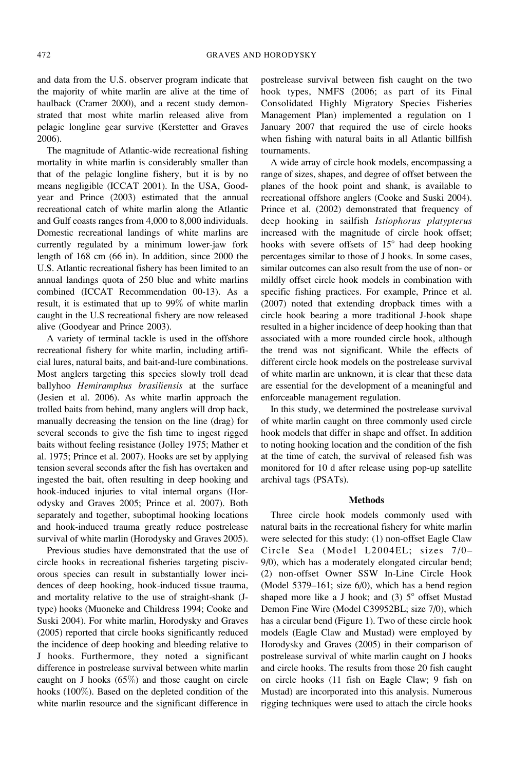and data from the U.S. observer program indicate that the majority of white marlin are alive at the time of haulback (Cramer 2000), and a recent study demonstrated that most white marlin released alive from pelagic longline gear survive (Kerstetter and Graves 2006).

The magnitude of Atlantic-wide recreational fishing mortality in white marlin is considerably smaller than that of the pelagic longline fishery, but it is by no means negligible (ICCAT 2001). In the USA, Goodyear and Prince (2003) estimated that the annual recreational catch of white marlin along the Atlantic and Gulf coasts ranges from 4,000 to 8,000 individuals. Domestic recreational landings of white marlins are currently regulated by a minimum lower-jaw fork length of 168 cm (66 in). In addition, since 2000 the U.S. Atlantic recreational fishery has been limited to an annual landings quota of 250 blue and white marlins combined (ICCAT Recommendation 00-13). As a result, it is estimated that up to 99% of white marlin caught in the U.S recreational fishery are now released alive (Goodyear and Prince 2003).

A variety of terminal tackle is used in the offshore recreational fishery for white marlin, including artificial lures, natural baits, and bait-and-lure combinations. Most anglers targeting this species slowly troll dead ballyhoo *Hemiramphus brasiliensis* at the surface (Jesien et al. 2006). As white marlin approach the trolled baits from behind, many anglers will drop back, manually decreasing the tension on the line (drag) for several seconds to give the fish time to ingest rigged baits without feeling resistance (Jolley 1975; Mather et al. 1975; Prince et al. 2007). Hooks are set by applying tension several seconds after the fish has overtaken and ingested the bait, often resulting in deep hooking and hook-induced injuries to vital internal organs (Horodysky and Graves 2005; Prince et al. 2007). Both separately and together, suboptimal hooking locations and hook-induced trauma greatly reduce postrelease survival of white marlin (Horodysky and Graves 2005).

Previous studies have demonstrated that the use of circle hooks in recreational fisheries targeting piscivorous species can result in substantially lower incidences of deep hooking, hook-induced tissue trauma, and mortality relative to the use of straight-shank (J-type) hooks (Muoneke and Childress 1994; Cooke and Suski 2004). For white marlin, Horodysky and Graves (2005) reported that circle hooks significantly reduced the incidence of deep hooking and bleeding relative to J hooks. Furthermore, they noted a significant difference in postrelease survival between white marlin caught on J hooks (65%) and those caught on circle hooks (100%). Based on the depleted condition of the white marlin resource and the significant difference in postrelease survival between fish caught on the two hook types, NMFS (2006; as part of its Final Consolidated Highly Migratory Species Fisheries Management Plan) implemented a regulation on 1 January 2007 that required the use of circle hooks when fishing with natural baits in all Atlantic billfish tournaments.

A wide array of circle hook models, encompassing a range of sizes, shapes, and degree of offset between the planes of the hook point and shank, is available to recreational offshore anglers (Cooke and Suski 2004). Prince et al. (2002) demonstrated that frequency of deep hooking in sailfish *Istiophorus platypterus* increased with the magnitude of circle hook offset; hooks with severe offsets of 15° had deep hooking percentages similar to those of J hooks. In some cases, similar outcomes can also result from the use of non- or mildly offset circle hook models in combination with specific fishing practices. For example, Prince et al. (2007) noted that extending dropback times with a circle hook bearing a more traditional J-hook shape resulted in a higher incidence of deep hooking than that associated with a more rounded circle hook, although the trend was not significant. While the effects of different circle hook models on the postrelease survival of white marlin are unknown, it is clear that these data are essential for the development of a meaningful and enforceable management regulation.

In this study, we determined the postrelease survival of white marlin caught on three commonly used circle hook models that differ in shape and offset. In addition to noting hooking location and the condition of the fish at the time of catch, the survival of released fish was monitored for 10 d after release using pop-up satellite archival tags (PSATs).

## Methods

Three circle hook models commonly used with natural baits in the recreational fishery for white marlin were selected for this study: (1) non-offset Eagle Claw Circle Sea (Model L2004EL; sizes 7/0–9/0), which has a moderately elongated circular bend; (2) non-offset Owner SSW In-Line Circle Hook (Model 5379–161; size 6/0), which has a bend region shaped more like a J hook; and (3) 5° offset Mustad Demon Fine Wire (Model C39952BL; size 7/0), which has a circular bend (Figure 1). Two of these circle hook models (Eagle Claw and Mustad) were employed by Horodysky and Graves (2005) in their comparison of postrelease survival of white marlin caught on J hooks and circle hooks. The results from those 20 fish caught on circle hooks (11 fish on Eagle Claw; 9 fish on Mustad) are incorporated into this analysis. Numerous rigging techniques were used to attach the circle hooks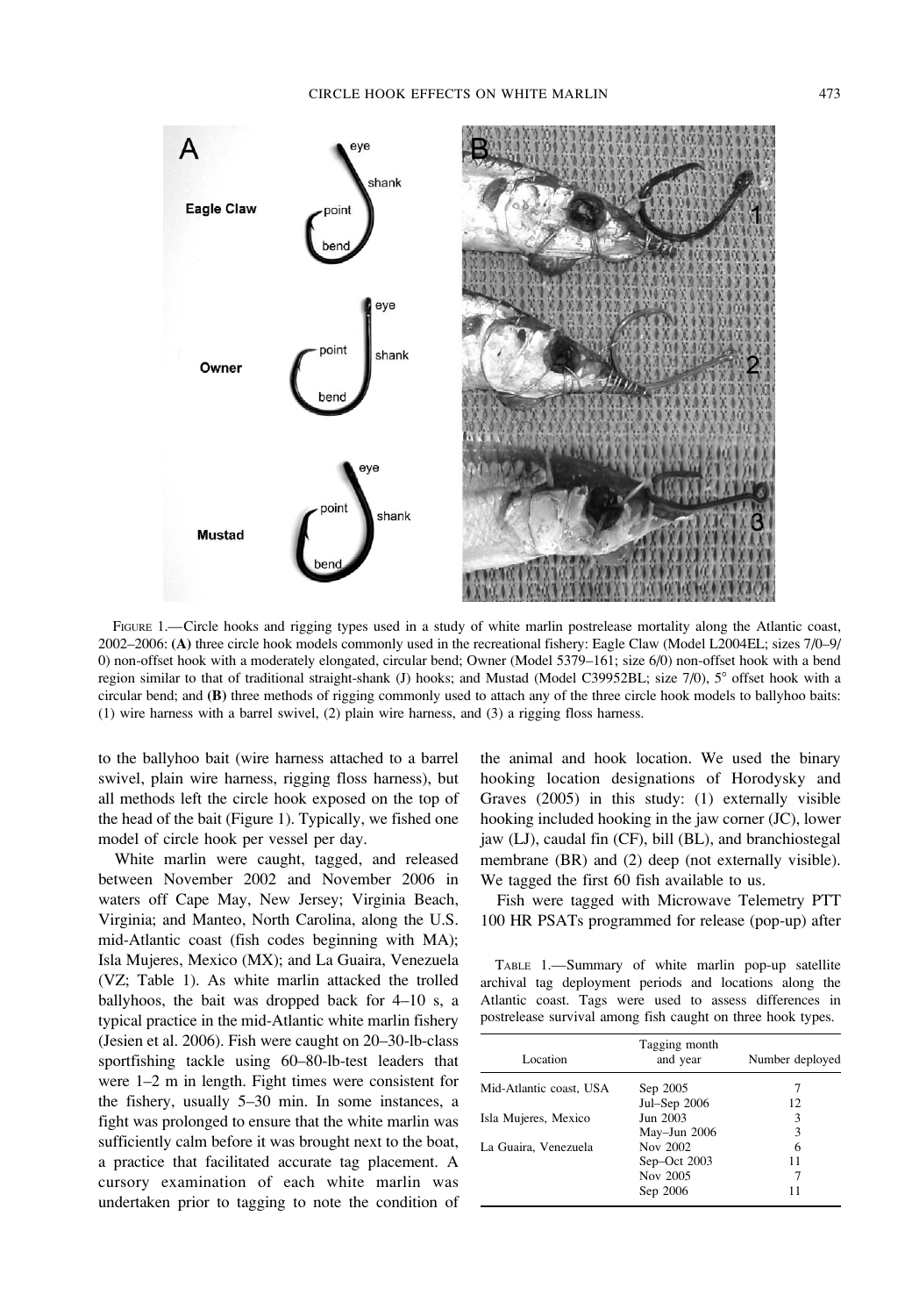FIGURE 1.—Circle hooks and rigging types used in a study of white marlin postrelease mortality along the Atlantic coast, 2002–2006: **(A)** three circle hook models commonly used in the recreational fishery: Eagle Claw (Model L2004EL; sizes 7/0–9/0) non-offset hook with a moderately elongated, circular bend; Owner (Model 5379–161; size 6/0) non-offset hook with a bend region similar to that of traditional straight-shank (J) hooks; and Mustad (Model C39952BL; size 7/0), 5° offset hook with a circular bend; and **(B)** three methods of rigging commonly used to attach any of the three circle hook models to ballyhoo baits: (1) wire harness with a barrel swivel, (2) plain wire harness, and (3) a rigging floss harness.

to the ballyhoo bait (wire harness attached to a barrel swivel, plain wire harness, rigging floss harness), but all methods left the circle hook exposed on the top of the head of the bait (Figure 1). Typically, we fished one model of circle hook per vessel per day.

White marlin were caught, tagged, and released between November 2002 and November 2006 in waters off Cape May, New Jersey; Virginia Beach, Virginia; and Manteo, North Carolina, along the U.S. mid-Atlantic coast (fish codes beginning with MA); Isla Mujeres, Mexico (MX); and La Guaira, Venezuela (VZ; Table 1). As white marlin attacked the trolled ballyhoos, the bait was dropped back for 4–10 s, a typical practice in the mid-Atlantic white marlin fishery (Jesien et al. 2006). Fish were caught on 20–30-lb-class sportfishing tackle using 60–80-lb-test leaders that were 1–2 m in length. Fight times were consistent for the fishery, usually 5–30 min. In some instances, a fight was prolonged to ensure that the white marlin was sufficiently calm before it was brought next to the boat, a practice that facilitated accurate tag placement. A cursory examination of each white marlin was undertaken prior to tagging to note the condition of the animal and hook location. We used the binary hooking location designations of Horodysky and Graves (2005) in this study: (1) externally visible hooking included hooking in the jaw corner (JC), lower jaw (LJ), caudal fin (CF), bill (BL), and branchiostegal membrane (BR) and (2) deep (not externally visible). We tagged the first 60 fish available to us.

Fish were tagged with Microwave Telemetry PTT 100 HR PSATs programmed for release (pop-up) after

TABLE 1.—Summary of white marlin pop-up satellite archival tag deployment periods and locations along the Atlantic coast. Tags were used to assess differences in postrelease survival among fish caught on three hook types.

| Location | Tagging month and year | Number deployed |
|---|---|---|
| Mid-Atlantic coast, USA | Sep 2005 | 7 |
| | Jul–Sep 2006 | 12 |
| Isla Mujeres, Mexico | Jun 2003 | 3 |
| | May–Jun 2006 | 3 |
| La Guaira, Venezuela | Nov 2002 | 6 |
| | Sep–Oct 2003 | 11 |
| | Nov 2005 | 7 |
| | Sep 2006 | 11 |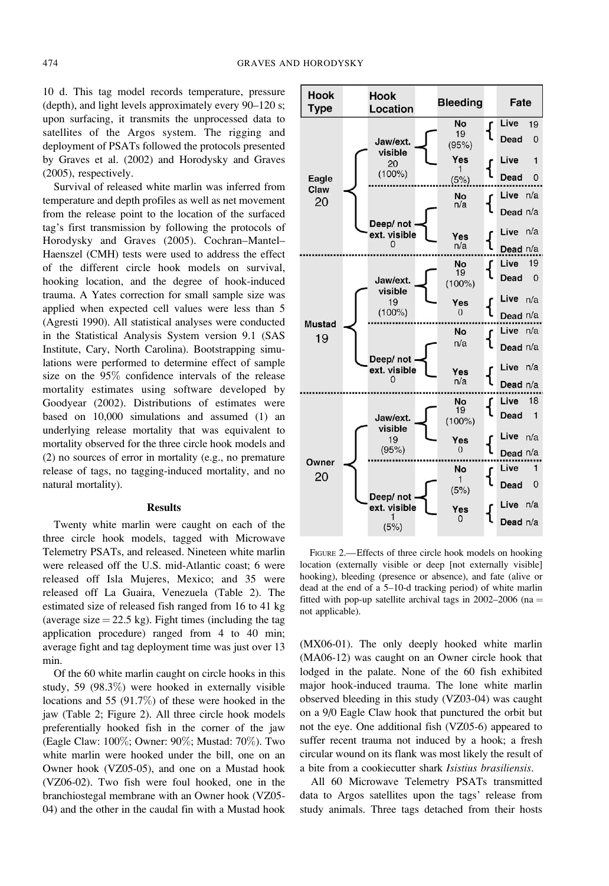10 d. This tag model records temperature, pressure (depth), and light levels approximately every 90–120 s; upon surfacing, it transmits the unprocessed data to satellites of the Argos system. The rigging and deployment of PSATs followed the protocols presented by Graves et al. (2002) and Horodysky and Graves (2005), respectively.

Survival of released white marlin was inferred from temperature and depth profiles as well as net movement from the release point to the location of the surfaced tag's first transmission by following the protocols of Horodysky and Graves (2005). Cochran–Mantel–Haenszel (CMH) tests were used to address the effect of the different circle hook models on survival, hooking location, and the degree of hook-induced trauma. A Yates correction for small sample size was applied when expected cell values were less than 5 (Agresti 1990). All statistical analyses were conducted in the Statistical Analysis System version 9.1 (SAS Institute, Cary, North Carolina). Bootstrapping simulations were performed to determine effect of sample size on the 95% confidence intervals of the release mortality estimates using software developed by Goodyear (2002). Distributions of estimates were based on 10,000 simulations and assumed (1) an underlying release mortality that was equivalent to mortality observed for the three circle hook models and (2) no sources of error in mortality (e.g., no premature release of tags, no tagging-induced mortality, and no natural mortality).

## Results

Twenty white marlin were caught on each of the three circle hook models, tagged with Microwave Telemetry PSATs, and released. Nineteen white marlin were released off the U.S. mid-Atlantic coast; 6 were released off Isla Mujeres, Mexico; and 35 were released off La Guaira, Venezuela (Table 2). The estimated size of released fish ranged from 16 to 41 kg (average size = 22.5 kg). Fight times (including the tag application procedure) ranged from 4 to 40 min; average fight and tag deployment time was just over 13 min.

Of the 60 white marlin caught on circle hooks in this study, 59 (98.3%) were hooked in externally visible locations and 55 (91.7%) of these were hooked in the jaw (Table 2; Figure 2). All three circle hook models preferentially hooked fish in the corner of the jaw (Eagle Claw: 100%; Owner: 90%; Mustad: 70%). Two white marlin were hooked under the bill, one on an Owner hook (VZ05-05), and one on a Mustad hook (VZ06-02). Two fish were foul hooked, one in the branchiostegal membrane with an Owner hook (VZ05-04) and the other in the caudal fin with a Mustad hook

| Hook Type | Hook Location | Bleeding | Fate |
| --- | --- | --- | --- |
| Eagle Claw 20 | Jaw/ext. visible 20 (100%) | No 19 (95%) | Live 19, Dead 0 |
| | | Yes 1 (5%) | Live 1, Dead 0 |
| | Deep/ not ext. visible 0 | No n/a | Live n/a, Dead n/a |
| | | Yes n/a | Live n/a, Dead n/a |
| Mustad 19 | Jaw/ext. visible 19 (100%) | No 19 (100%) | Live 19, Dead 0 |
| | | Yes 0 | Live n/a, Dead n/a |
| | Deep/ not ext. visible 0 | No n/a | Live n/a, Dead n/a |
| | | Yes n/a | Live n/a, Dead n/a |
| Owner 20 | Jaw/ext. visible 19 (95%) | No 19 (100%) | Live 18, Dead 1 |
| | | Yes 0 | Live n/a, Dead n/a |
| | Deep/ not ext. visible 1 (5%) | No 1 (5%) | Live 1, Dead 0 |
| | | Yes 0 | Live n/a, Dead n/a |

FIGURE 2.—Effects of three circle hook models on hooking location (externally visible or deep [not externally visible] hooking), bleeding (presence or absence), and fate (alive or dead at the end of a 5–10-d tracking period) of white marlin fitted with pop-up satellite archival tags in 2002–2006 (na = not applicable).

(MX06-01). The only deeply hooked white marlin (MA06-12) was caught on an Owner circle hook that lodged in the palate. None of the 60 fish exhibited major hook-induced trauma. The lone white marlin observed bleeding in this study (VZ03-04) was caught on a 9/0 Eagle Claw hook that punctured the orbit but not the eye. One additional fish (VZ05-6) appeared to suffer recent trauma not induced by a hook; a fresh circular wound on its flank was most likely the result of a bite from a cookiecutter shark *Isistius brasiliensis*.

All 60 Microwave Telemetry PSATs transmitted data to Argos satellites upon the tags' release from study animals. Three tags detached from their hosts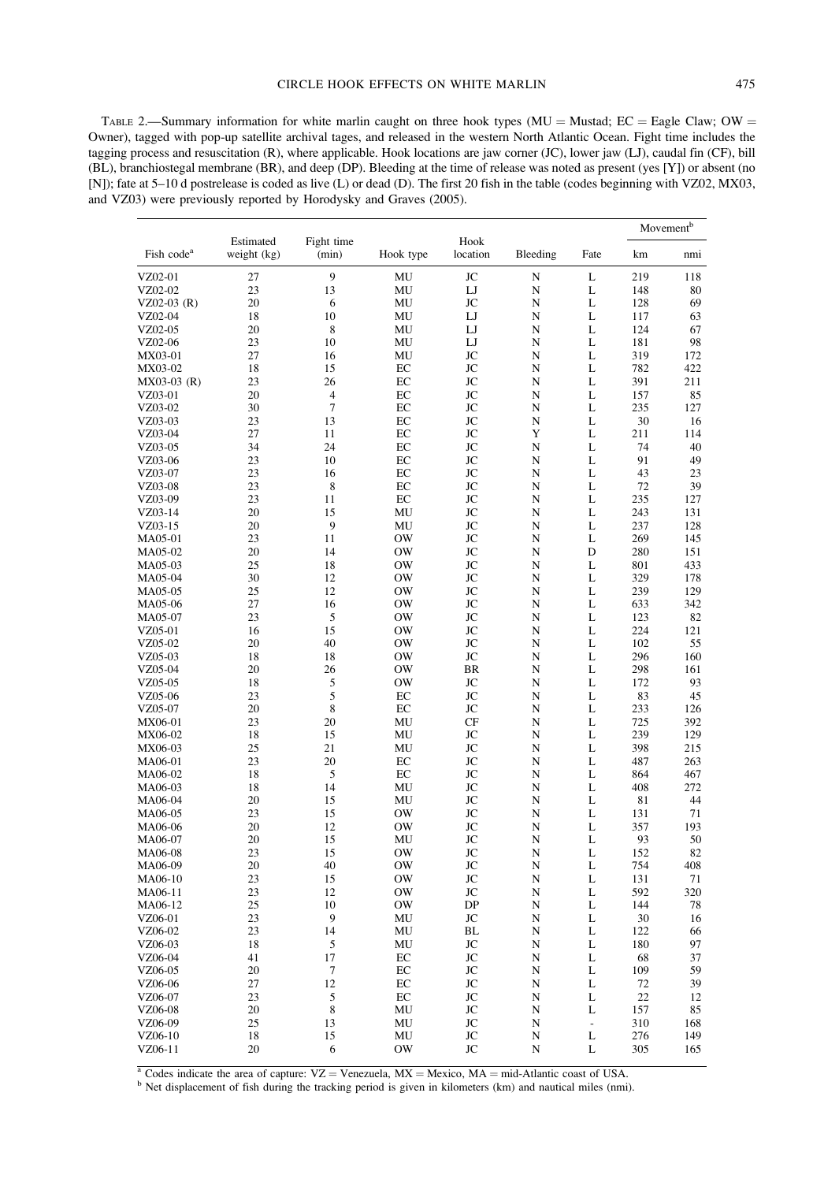TABLE 2.—Summary information for white marlin caught on three hook types (MU = Mustad; EC = Eagle Claw; OW = Owner), tagged with pop-up satellite archival tages, and released in the western North Atlantic Ocean. Fight time includes the tagging process and resuscitation (R), where applicable. Hook locations are jaw corner (JC), lower jaw (LJ), caudal fin (CF), bill (BL), branchiostegal membrane (BR), and deep (DP). Bleeding at the time of release was noted as present (yes [Y]) or absent (no [N]); fate at 5–10 d postrelease is coded as live (L) or dead (D). The first 20 fish in the table (codes beginning with VZ02, MX03, and VZ03) were previously reported by Horodysky and Graves (2005).

| Fish code[a] | Estimated weight (kg) | Fight time (min) | Hook type | Hook location | Bleeding | Fate | Movement[b] | |
|---|---|---|---|---|---|---|---|---|
| | | | | | | | km | nmi |
| VZ02-01 | 27 | 9 | MU | JC | N | L | 219 | 118 |
| VZ02-02 | 23 | 13 | MU | LJ | N | L | 148 | 80 |
| VZ02-03 (R) | 20 | 6 | MU | JC | N | L | 128 | 69 |
| VZ02-04 | 18 | 10 | MU | LJ | N | L | 117 | 63 |
| VZ02-05 | 20 | 8 | MU | LJ | N | L | 124 | 67 |
| VZ02-06 | 23 | 10 | MU | LJ | N | L | 181 | 98 |
| MX03-01 | 27 | 16 | MU | JC | N | L | 319 | 172 |
| MX03-02 | 18 | 15 | EC | JC | N | L | 782 | 422 |
| MX03-03 (R) | 23 | 26 | EC | JC | N | L | 391 | 211 |
| VZ03-01 | 20 | 4 | EC | JC | N | L | 157 | 85 |
| VZ03-02 | 30 | 7 | EC | JC | N | L | 235 | 127 |
| VZ03-03 | 23 | 13 | EC | JC | N | L | 30 | 16 |
| VZ03-04 | 27 | 11 | EC | JC | Y | L | 211 | 114 |
| VZ03-05 | 34 | 24 | EC | JC | N | L | 74 | 40 |
| VZ03-06 | 23 | 10 | EC | JC | N | L | 91 | 49 |
| VZ03-07 | 23 | 16 | EC | JC | N | L | 43 | 23 |
| VZ03-08 | 23 | 8 | EC | JC | N | L | 72 | 39 |
| VZ03-09 | 23 | 11 | EC | JC | N | L | 235 | 127 |
| VZ03-14 | 20 | 15 | MU | JC | N | L | 243 | 131 |
| VZ03-15 | 20 | 9 | MU | JC | N | L | 237 | 128 |
| MA05-01 | 23 | 11 | OW | JC | N | L | 269 | 145 |
| MA05-02 | 20 | 14 | OW | JC | N | D | 280 | 151 |
| MA05-03 | 25 | 18 | OW | JC | N | L | 801 | 433 |
| MA05-04 | 30 | 12 | OW | JC | N | L | 329 | 178 |
| MA05-05 | 25 | 12 | OW | JC | N | L | 239 | 129 |
| MA05-06 | 27 | 16 | OW | JC | N | L | 633 | 342 |
| MA05-07 | 23 | 5 | OW | JC | N | L | 123 | 82 |
| VZ05-01 | 16 | 15 | OW | JC | N | L | 224 | 121 |
| VZ05-02 | 20 | 40 | OW | JC | N | L | 102 | 55 |
| VZ05-03 | 18 | 18 | OW | JC | N | L | 296 | 160 |
| VZ05-04 | 20 | 26 | OW | BR | N | L | 298 | 161 |
| VZ05-05 | 18 | 5 | OW | JC | N | L | 172 | 93 |
| VZ05-06 | 23 | 5 | EC | JC | N | L | 83 | 45 |
| VZ05-07 | 20 | 8 | EC | JC | N | L | 233 | 126 |
| MX06-01 | 23 | 20 | MU | CF | N | L | 725 | 392 |
| MX06-02 | 18 | 15 | MU | JC | N | L | 239 | 129 |
| MX06-03 | 25 | 21 | MU | JC | N | L | 398 | 215 |
| MA06-01 | 23 | 20 | EC | JC | N | L | 487 | 263 |
| MA06-02 | 18 | 5 | EC | JC | N | L | 864 | 467 |
| MA06-03 | 18 | 14 | MU | JC | N | L | 408 | 272 |
| MA06-04 | 20 | 15 | MU | JC | N | L | 81 | 44 |
| MA06-05 | 23 | 15 | OW | JC | N | L | 131 | 71 |
| MA06-06 | 20 | 12 | OW | JC | N | L | 357 | 193 |
| MA06-07 | 20 | 15 | MU | JC | N | L | 93 | 50 |
| MA06-08 | 23 | 15 | OW | JC | N | L | 152 | 82 |
| MA06-09 | 20 | 40 | OW | JC | N | L | 754 | 408 |
| MA06-10 | 23 | 15 | OW | JC | N | L | 131 | 71 |
| MA06-11 | 23 | 12 | OW | JC | N | L | 592 | 320 |
| MA06-12 | 25 | 10 | OW | DP | N | L | 144 | 78 |
| VZ06-01 | 23 | 9 | MU | JC | N | L | 30 | 16 |
| VZ06-02 | 23 | 14 | MU | BL | N | L | 122 | 66 |
| VZ06-03 | 18 | 5 | MU | JC | N | L | 180 | 97 |
| VZ06-04 | 41 | 17 | EC | JC | N | L | 68 | 37 |
| VZ06-05 | 20 | 7 | EC | JC | N | L | 109 | 59 |
| VZ06-06 | 27 | 12 | EC | JC | N | L | 72 | 39 |
| VZ06-07 | 23 | 5 | EC | JC | N | L | 22 | 12 |
| VZ06-08 | 20 | 8 | MU | JC | N | L | 157 | 85 |
| VZ06-09 | 25 | 13 | MU | JC | N | - | 310 | 168 |
| VZ06-10 | 18 | 15 | MU | JC | N | L | 276 | 149 |
| VZ06-11 | 20 | 6 | OW | JC | N | L | 305 | 165 |

[a] Codes indicate the area of capture: VZ = Venezuela, MX = Mexico, MA = mid-Atlantic coast of USA.

[b] Net displacement of fish during the tracking period is given in kilometers (km) and nautical miles (nmi).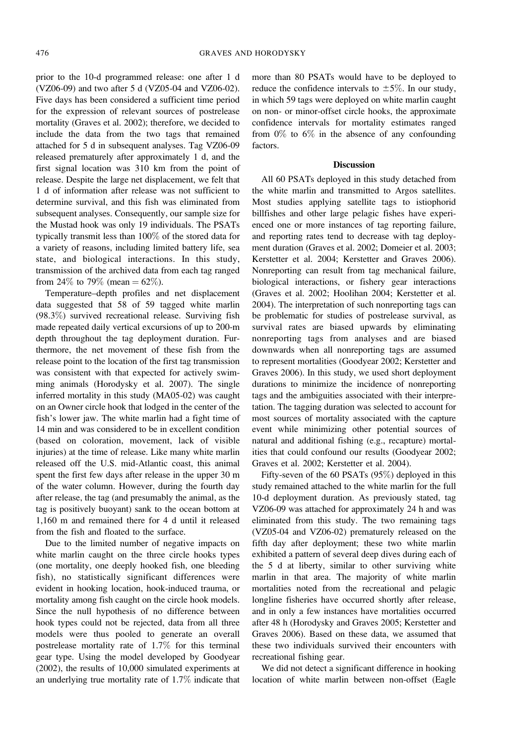prior to the 10-d programmed release: one after 1 d (VZ06-09) and two after 5 d (VZ05-04 and VZ06-02). Five days has been considered a sufficient time period for the expression of relevant sources of postrelease mortality (Graves et al. 2002); therefore, we decided to include the data from the two tags that remained attached for 5 d in subsequent analyses. Tag VZ06-09 released prematurely after approximately 1 d, and the first signal location was 310 km from the point of release. Despite the large net displacement, we felt that 1 d of information after release was not sufficient to determine survival, and this fish was eliminated from subsequent analyses. Consequently, our sample size for the Mustad hook was only 19 individuals. The PSATs typically transmit less than 100% of the stored data for a variety of reasons, including limited battery life, sea state, and biological interactions. In this study, transmission of the archived data from each tag ranged from 24% to 79% (mean = 62%).

Temperature–depth profiles and net displacement data suggested that 58 of 59 tagged white marlin (98.3%) survived recreational release. Surviving fish made repeated daily vertical excursions of up to 200-m depth throughout the tag deployment duration. Furthermore, the net movement of these fish from the release point to the location of the first tag transmission was consistent with that expected for actively swimming animals (Horodysky et al. 2007). The single inferred mortality in this study (MA05-02) was caught on an Owner circle hook that lodged in the center of the fish's lower jaw. The white marlin had a fight time of 14 min and was considered to be in excellent condition (based on coloration, movement, lack of visible injuries) at the time of release. Like many white marlin released off the U.S. mid-Atlantic coast, this animal spent the first few days after release in the upper 30 m of the water column. However, during the fourth day after release, the tag (and presumably the animal, as the tag is positively buoyant) sank to the ocean bottom at 1,160 m and remained there for 4 d until it released from the fish and floated to the surface.

Due to the limited number of negative impacts on white marlin caught on the three circle hooks types (one mortality, one deeply hooked fish, one bleeding fish), no statistically significant differences were evident in hooking location, hook-induced trauma, or mortality among fish caught on the circle hook models. Since the null hypothesis of no difference between hook types could not be rejected, data from all three models were thus pooled to generate an overall postrelease mortality rate of 1.7% for this terminal gear type. Using the model developed by Goodyear (2002), the results of 10,000 simulated experiments at an underlying true mortality rate of 1.7% indicate that more than 80 PSATs would have to be deployed to reduce the confidence intervals to ±5%. In our study, in which 59 tags were deployed on white marlin caught on non- or minor-offset circle hooks, the approximate confidence intervals for mortality estimates ranged from 0% to 6% in the absence of any confounding factors.

## Discussion

All 60 PSATs deployed in this study detached from the white marlin and transmitted to Argos satellites. Most studies applying satellite tags to istiophorid billfishes and other large pelagic fishes have experienced one or more instances of tag reporting failure, and reporting rates tend to decrease with tag deployment duration (Graves et al. 2002; Domeier et al. 2003; Kerstetter et al. 2004; Kerstetter and Graves 2006). Nonreporting can result from tag mechanical failure, biological interactions, or fishery gear interactions (Graves et al. 2002; Hoolihan 2004; Kerstetter et al. 2004). The interpretation of such nonreporting tags can be problematic for studies of postrelease survival, as survival rates are biased upwards by eliminating nonreporting tags from analyses and are biased downwards when all nonreporting tags are assumed to represent mortalities (Goodyear 2002; Kerstetter and Graves 2006). In this study, we used short deployment durations to minimize the incidence of nonreporting tags and the ambiguities associated with their interpretation. The tagging duration was selected to account for most sources of mortality associated with the capture event while minimizing other potential sources of natural and additional fishing (e.g., recapture) mortalities that could confound our results (Goodyear 2002; Graves et al. 2002; Kerstetter et al. 2004).

Fifty-seven of the 60 PSATs (95%) deployed in this study remained attached to the white marlin for the full 10-d deployment duration. As previously stated, tag VZ06-09 was attached for approximately 24 h and was eliminated from this study. The two remaining tags (VZ05-04 and VZ06-02) prematurely released on the fifth day after deployment; these two white marlin exhibited a pattern of several deep dives during each of the 5 d at liberty, similar to other surviving white marlin in that area. The majority of white marlin mortalities noted from the recreational and pelagic longline fisheries have occurred shortly after release, and in only a few instances have mortalities occurred after 48 h (Horodysky and Graves 2005; Kerstetter and Graves 2006). Based on these data, we assumed that these two individuals survived their encounters with recreational fishing gear.

We did not detect a significant difference in hooking location of white marlin between non-offset (Eagle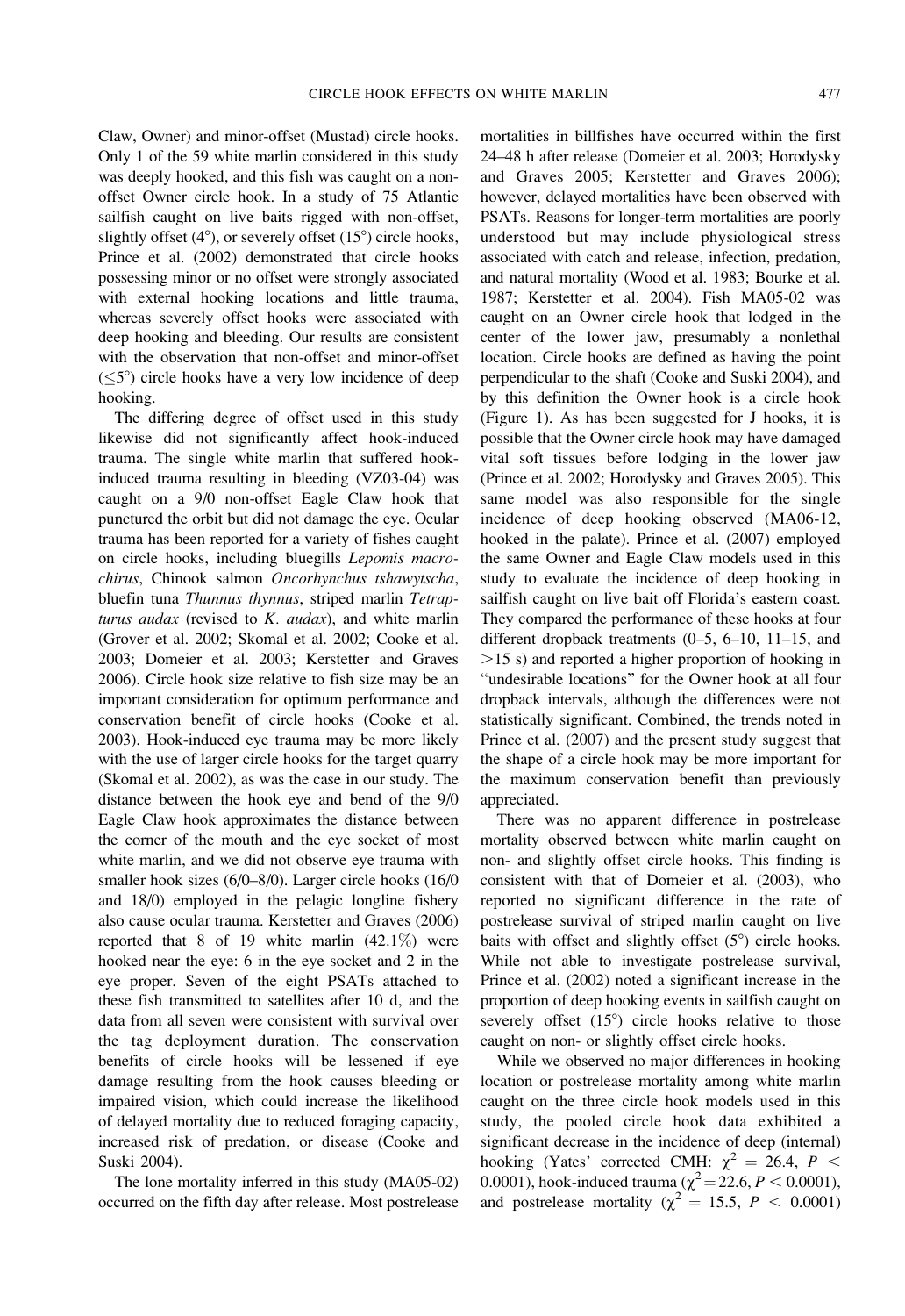Claw, Owner) and minor-offset (Mustad) circle hooks. Only 1 of the 59 white marlin considered in this study was deeply hooked, and this fish was caught on a non-offset Owner circle hook. In a study of 75 Atlantic sailfish caught on live baits rigged with non-offset, slightly offset (4°), or severely offset (15°) circle hooks, Prince et al. (2002) demonstrated that circle hooks possessing minor or no offset were strongly associated with external hooking locations and little trauma, whereas severely offset hooks were associated with deep hooking and bleeding. Our results are consistent with the observation that non-offset and minor-offset ($\leq$5°) circle hooks have a very low incidence of deep hooking.

The differing degree of offset used in this study likewise did not significantly affect hook-induced trauma. The single white marlin that suffered hook-induced trauma resulting in bleeding (VZ03-04) was caught on a 9/0 non-offset Eagle Claw hook that punctured the orbit but did not damage the eye. Ocular trauma has been reported for a variety of fishes caught on circle hooks, including bluegills *Lepomis macrochirus*, Chinook salmon *Oncorhynchus tshawytscha*, bluefin tuna *Thunnus thynnus*, striped marlin *Tetrapturus audax* (revised to *K. audax*), and white marlin (Grover et al. 2002; Skomal et al. 2002; Cooke et al. 2003; Domeier et al. 2003; Kerstetter and Graves 2006). Circle hook size relative to fish size may be an important consideration for optimum performance and conservation benefit of circle hooks (Cooke et al. 2003). Hook-induced eye trauma may be more likely with the use of larger circle hooks for the target quarry (Skomal et al. 2002), as was the case in our study. The distance between the hook eye and bend of the 9/0 Eagle Claw hook approximates the distance between the corner of the mouth and the eye socket of most white marlin, and we did not observe eye trauma with smaller hook sizes (6/0–8/0). Larger circle hooks (16/0 and 18/0) employed in the pelagic longline fishery also cause ocular trauma. Kerstetter and Graves (2006) reported that 8 of 19 white marlin (42.1%) were hooked near the eye: 6 in the eye socket and 2 in the eye proper. Seven of the eight PSATs attached to these fish transmitted to satellites after 10 d, and the data from all seven were consistent with survival over the tag deployment duration. The conservation benefits of circle hooks will be lessened if eye damage resulting from the hook causes bleeding or impaired vision, which could increase the likelihood of delayed mortality due to reduced foraging capacity, increased risk of predation, or disease (Cooke and Suski 2004).

The lone mortality inferred in this study (MA05-02) occurred on the fifth day after release. Most postrelease mortalities in billfishes have occurred within the first 24–48 h after release (Domeier et al. 2003; Horodysky and Graves 2005; Kerstetter and Graves 2006); however, delayed mortalities have been observed with PSATs. Reasons for longer-term mortalities are poorly understood but may include physiological stress associated with catch and release, infection, predation, and natural mortality (Wood et al. 1983; Bourke et al. 1987; Kerstetter et al. 2004). Fish MA05-02 was caught on an Owner circle hook that lodged in the center of the lower jaw, presumably a nonlethal location. Circle hooks are defined as having the point perpendicular to the shaft (Cooke and Suski 2004), and by this definition the Owner hook is a circle hook (Figure 1). As has been suggested for J hooks, it is possible that the Owner circle hook may have damaged vital soft tissues before lodging in the lower jaw (Prince et al. 2002; Horodysky and Graves 2005). This same model was also responsible for the single incidence of deep hooking observed (MA06-12, hooked in the palate). Prince et al. (2007) employed the same Owner and Eagle Claw models used in this study to evaluate the incidence of deep hooking in sailfish caught on live bait off Florida's eastern coast. They compared the performance of these hooks at four different dropback treatments (0–5, 6–10, 11–15, and >15 s) and reported a higher proportion of hooking in "undesirable locations" for the Owner hook at all four dropback intervals, although the differences were not statistically significant. Combined, the trends noted in Prince et al. (2007) and the present study suggest that the shape of a circle hook may be more important for the maximum conservation benefit than previously appreciated.

There was no apparent difference in postrelease mortality observed between white marlin caught on non- and slightly offset circle hooks. This finding is consistent with that of Domeier et al. (2003), who reported no significant difference in the rate of postrelease survival of striped marlin caught on live baits with offset and slightly offset (5°) circle hooks. While not able to investigate postrelease survival, Prince et al. (2002) noted a significant increase in the proportion of deep hooking events in sailfish caught on severely offset (15°) circle hooks relative to those caught on non- or slightly offset circle hooks.

While we observed no major differences in hooking location or postrelease mortality among white marlin caught on the three circle hook models used in this study, the pooled circle hook data exhibited a significant decrease in the incidence of deep (internal) hooking (Yates' corrected CMH: $\chi^2 = 26.4$, $P < 0.0001$), hook-induced trauma ($\chi^2 = 22.6$, $P < 0.0001$), and postrelease mortality ($\chi^2 = 15.5$, $P < 0.0001$)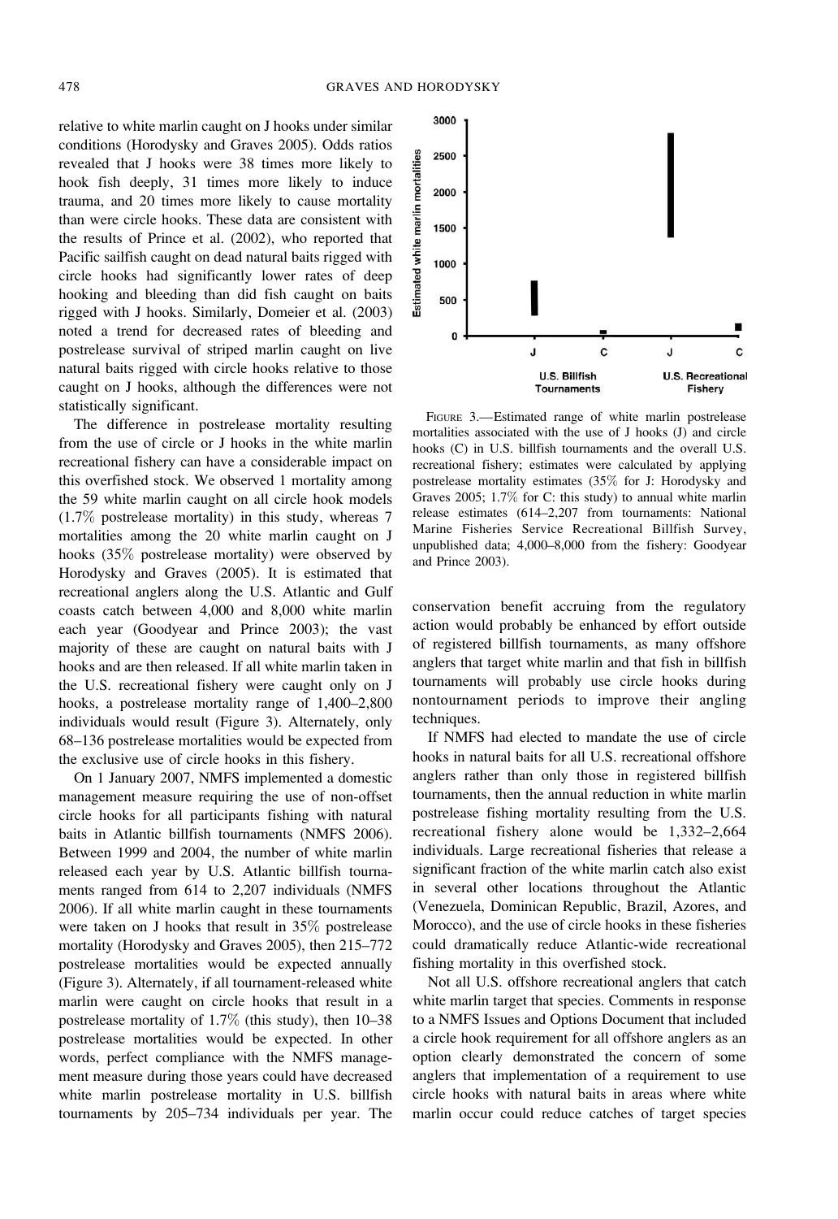relative to white marlin caught on J hooks under similar conditions (Horodysky and Graves 2005). Odds ratios revealed that J hooks were 38 times more likely to hook fish deeply, 31 times more likely to induce trauma, and 20 times more likely to cause mortality than were circle hooks. These data are consistent with the results of Prince et al. (2002), who reported that Pacific sailfish caught on dead natural baits rigged with circle hooks had significantly lower rates of deep hooking and bleeding than did fish caught on baits rigged with J hooks. Similarly, Domeier et al. (2003) noted a trend for decreased rates of bleeding and postrelease survival of striped marlin caught on live natural baits rigged with circle hooks relative to those caught on J hooks, although the differences were not statistically significant.

The difference in postrelease mortality resulting from the use of circle or J hooks in the white marlin recreational fishery can have a considerable impact on this overfished stock. We observed 1 mortality among the 59 white marlin caught on all circle hook models (1.7% postrelease mortality) in this study, whereas 7 mortalities among the 20 white marlin caught on J hooks (35% postrelease mortality) were observed by Horodysky and Graves (2005). It is estimated that recreational anglers along the U.S. Atlantic and Gulf coasts catch between 4,000 and 8,000 white marlin each year (Goodyear and Prince 2003); the vast majority of these are caught on natural baits with J hooks and are then released. If all white marlin taken in the U.S. recreational fishery were caught only on J hooks, a postrelease mortality range of 1,400–2,800 individuals would result (Figure 3). Alternately, only 68–136 postrelease mortalities would be expected from the exclusive use of circle hooks in this fishery.

On 1 January 2007, NMFS implemented a domestic management measure requiring the use of non-offset circle hooks for all participants fishing with natural baits in Atlantic billfish tournaments (NMFS 2006). Between 1999 and 2004, the number of white marlin released each year by U.S. Atlantic billfish tournaments ranged from 614 to 2,207 individuals (NMFS 2006). If all white marlin caught in these tournaments were taken on J hooks that result in 35% postrelease mortality (Horodysky and Graves 2005), then 215–772 postrelease mortalities would be expected annually (Figure 3). Alternately, if all tournament-released white marlin were caught on circle hooks that result in a postrelease mortality of 1.7% (this study), then 10–38 postrelease mortalities would be expected. In other words, perfect compliance with the NMFS management measure during those years could have decreased white marlin postrelease mortality in U.S. billfish tournaments by 205–734 individuals per year. The conservation benefit accruing from the regulatory action would probably be enhanced by effort outside of registered billfish tournaments, as many offshore anglers that target white marlin and that fish in billfish tournaments will probably use circle hooks during nontournament periods to improve their angling techniques.

FIGURE 3.—Estimated range of white marlin postrelease mortalities associated with the use of J hooks (J) and circle hooks (C) in U.S. billfish tournaments and the overall U.S. recreational fishery; estimates were calculated by applying postrelease mortality estimates (35% for J: Horodysky and Graves 2005; 1.7% for C: this study) to annual white marlin release estimates (614–2,207 from tournaments: National Marine Fisheries Service Recreational Billfish Survey, unpublished data; 4,000–8,000 from the fishery: Goodyear and Prince 2003).

If NMFS had elected to mandate the use of circle hooks in natural baits for all U.S. recreational offshore anglers rather than only those in registered billfish tournaments, then the annual reduction in white marlin postrelease fishing mortality resulting from the U.S. recreational fishery alone would be 1,332–2,664 individuals. Large recreational fisheries that release a significant fraction of the white marlin catch also exist in several other locations throughout the Atlantic (Venezuela, Dominican Republic, Brazil, Azores, and Morocco), and the use of circle hooks in these fisheries could dramatically reduce Atlantic-wide recreational fishing mortality in this overfished stock.

Not all U.S. offshore recreational anglers that catch white marlin target that species. Comments in response to a NMFS Issues and Options Document that included a circle hook requirement for all offshore anglers as an option clearly demonstrated the concern of some anglers that implementation of a requirement to use circle hooks with natural baits in areas where white marlin occur could reduce catches of target species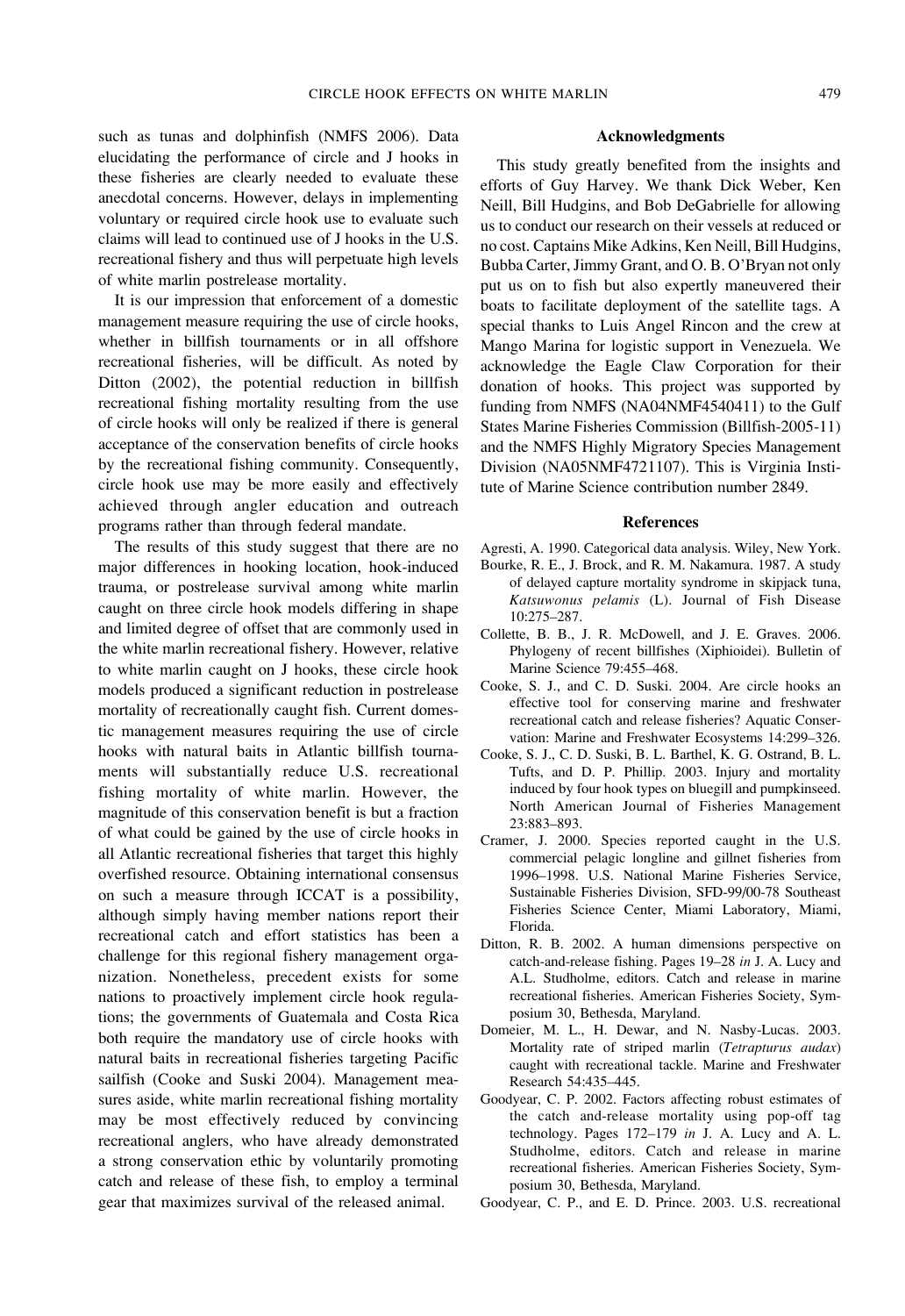such as tunas and dolphinfish (NMFS 2006). Data elucidating the performance of circle and J hooks in these fisheries are clearly needed to evaluate these anecdotal concerns. However, delays in implementing voluntary or required circle hook use to evaluate such claims will lead to continued use of J hooks in the U.S. recreational fishery and thus will perpetuate high levels of white marlin postrelease mortality.

It is our impression that enforcement of a domestic management measure requiring the use of circle hooks, whether in billfish tournaments or in all offshore recreational fisheries, will be difficult. As noted by Ditton (2002), the potential reduction in billfish recreational fishing mortality resulting from the use of circle hooks will only be realized if there is general acceptance of the conservation benefits of circle hooks by the recreational fishing community. Consequently, circle hook use may be more easily and effectively achieved through angler education and outreach programs rather than through federal mandate.

The results of this study suggest that there are no major differences in hooking location, hook-induced trauma, or postrelease survival among white marlin caught on three circle hook models differing in shape and limited degree of offset that are commonly used in the white marlin recreational fishery. However, relative to white marlin caught on J hooks, these circle hook models produced a significant reduction in postrelease mortality of recreationally caught fish. Current domestic management measures requiring the use of circle hooks with natural baits in Atlantic billfish tournaments will substantially reduce U.S. recreational fishing mortality of white marlin. However, the magnitude of this conservation benefit is but a fraction of what could be gained by the use of circle hooks in all Atlantic recreational fisheries that target this highly overfished resource. Obtaining international consensus on such a measure through ICCAT is a possibility, although simply having member nations report their recreational catch and effort statistics has been a challenge for this regional fishery management organization. Nonetheless, precedent exists for some nations to proactively implement circle hook regulations; the governments of Guatemala and Costa Rica both require the mandatory use of circle hooks with natural baits in recreational fisheries targeting Pacific sailfish (Cooke and Suski 2004). Management measures aside, white marlin recreational fishing mortality may be most effectively reduced by convincing recreational anglers, who have already demonstrated a strong conservation ethic by voluntarily promoting catch and release of these fish, to employ a terminal gear that maximizes survival of the released animal.

## Acknowledgments

This study greatly benefited from the insights and efforts of Guy Harvey. We thank Dick Weber, Ken Neill, Bill Hudgins, and Bob DeGabrielle for allowing us to conduct our research on their vessels at reduced or no cost. Captains Mike Adkins, Ken Neill, Bill Hudgins, Bubba Carter, Jimmy Grant, and O. B. O'Bryan not only put us on to fish but also expertly maneuvered their boats to facilitate deployment of the satellite tags. A special thanks to Luis Angel Rincon and the crew at Mango Marina for logistic support in Venezuela. We acknowledge the Eagle Claw Corporation for their donation of hooks. This project was supported by funding from NMFS (NA04NMF4540411) to the Gulf States Marine Fisheries Commission (Billfish-2005-11) and the NMFS Highly Migratory Species Management Division (NA05NMF4721107). This is Virginia Institute of Marine Science contribution number 2849.

## References

Agresti, A. 1990. Categorical data analysis. Wiley, New York.

Bourke, R. E., J. Brock, and R. M. Nakamura. 1987. A study of delayed capture mortality syndrome in skipjack tuna, *Katsuwonus pelamis* (L). Journal of Fish Disease 10:275–287.

Collette, B. B., J. R. McDowell, and J. E. Graves. 2006. Phylogeny of recent billfishes (Xiphioidei). Bulletin of Marine Science 79:455–468.

Cooke, S. J., and C. D. Suski. 2004. Are circle hooks an effective tool for conserving marine and freshwater recreational catch and release fisheries? Aquatic Conservation: Marine and Freshwater Ecosystems 14:299–326.

Cooke, S. J., C. D. Suski, B. L. Barthel, K. G. Ostrand, B. L. Tufts, and D. P. Phillip. 2003. Injury and mortality induced by four hook types on bluegill and pumpkinseed. North American Journal of Fisheries Management 23:883–893.

Cramer, J. 2000. Species reported caught in the U.S. commercial pelagic longline and gillnet fisheries from 1996–1998. U.S. National Marine Fisheries Service, Sustainable Fisheries Division, SFD-99/00-78 Southeast Fisheries Science Center, Miami Laboratory, Miami, Florida.

Ditton, R. B. 2002. A human dimensions perspective on catch-and-release fishing. Pages 19–28 *in* J. A. Lucy and A.L. Studholme, editors. Catch and release in marine recreational fisheries. American Fisheries Society, Symposium 30, Bethesda, Maryland.

Domeier, M. L., H. Dewar, and N. Nasby-Lucas. 2003. Mortality rate of striped marlin (*Tetrapturus audax*) caught with recreational tackle. Marine and Freshwater Research 54:435–445.

Goodyear, C. P. 2002. Factors affecting robust estimates of the catch and-release mortality using pop-off tag technology. Pages 172–179 *in* J. A. Lucy and A. L. Studholme, editors. Catch and release in marine recreational fisheries. American Fisheries Society, Symposium 30, Bethesda, Maryland.

Goodyear, C. P., and E. D. Prince. 2003. U.S. recreational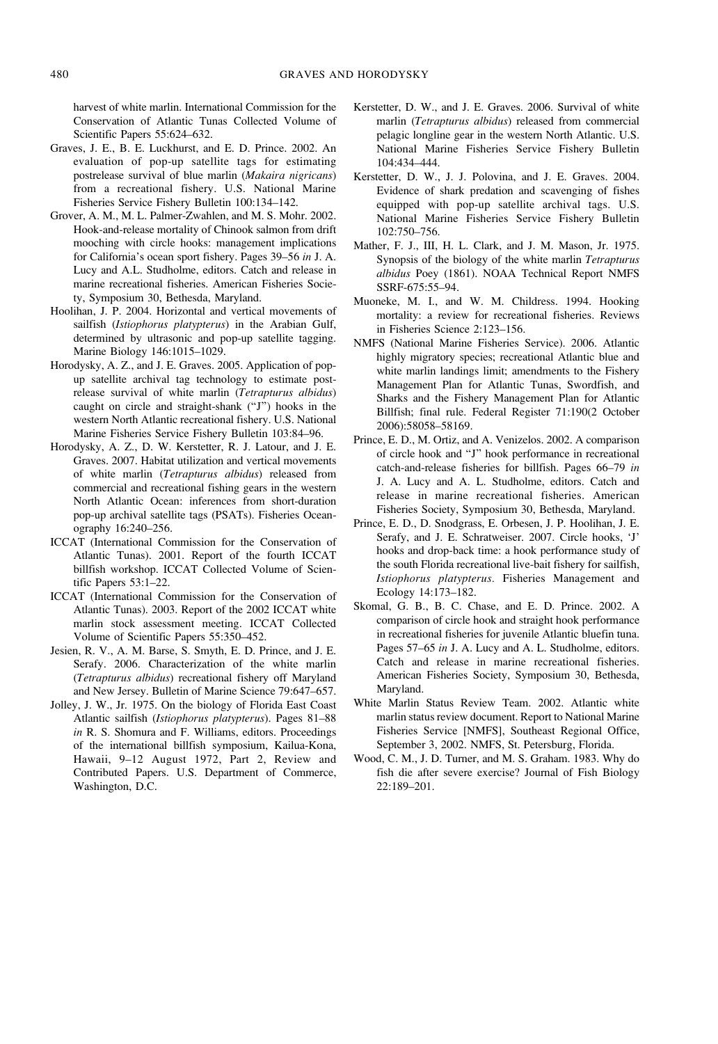harvest of white marlin. International Commission for the Conservation of Atlantic Tunas Collected Volume of Scientific Papers 55:624–632.

Graves, J. E., B. E. Luckhurst, and E. D. Prince. 2002. An evaluation of pop-up satellite tags for estimating postrelease survival of blue marlin (*Makaira nigricans*) from a recreational fishery. U.S. National Marine Fisheries Service Fishery Bulletin 100:134–142.

Grover, A. M., M. L. Palmer-Zwahlen, and M. S. Mohr. 2002. Hook-and-release mortality of Chinook salmon from drift mooching with circle hooks: management implications for California's ocean sport fishery. Pages 39–56 *in* J. A. Lucy and A.L. Studholme, editors. Catch and release in marine recreational fisheries. American Fisheries Society, Symposium 30, Bethesda, Maryland.

Hoolihan, J. P. 2004. Horizontal and vertical movements of sailfish (*Istiophorus platypterus*) in the Arabian Gulf, determined by ultrasonic and pop-up satellite tagging. Marine Biology 146:1015–1029.

Horodysky, A. Z., and J. E. Graves. 2005. Application of pop-up satellite archival tag technology to estimate post-release survival of white marlin (*Tetrapturus albidus*) caught on circle and straight-shank ("J") hooks in the western North Atlantic recreational fishery. U.S. National Marine Fisheries Service Fishery Bulletin 103:84–96.

Horodysky, A. Z., D. W. Kerstetter, R. J. Latour, and J. E. Graves. 2007. Habitat utilization and vertical movements of white marlin (*Tetrapturus albidus*) released from commercial and recreational fishing gears in the western North Atlantic Ocean: inferences from short-duration pop-up archival satellite tags (PSATs). Fisheries Oceanography 16:240–256.

ICCAT (International Commission for the Conservation of Atlantic Tunas). 2001. Report of the fourth ICCAT billfish workshop. ICCAT Collected Volume of Scientific Papers 53:1–22.

ICCAT (International Commission for the Conservation of Atlantic Tunas). 2003. Report of the 2002 ICCAT white marlin stock assessment meeting. ICCAT Collected Volume of Scientific Papers 55:350–452.

Jesien, R. V., A. M. Barse, S. Smyth, E. D. Prince, and J. E. Serafy. 2006. Characterization of the white marlin (*Tetrapturus albidus*) recreational fishery off Maryland and New Jersey. Bulletin of Marine Science 79:647–657.

Jolley, J. W., Jr. 1975. On the biology of Florida East Coast Atlantic sailfish (*Istiophorus platypterus*). Pages 81–88 *in* R. S. Shomura and F. Williams, editors. Proceedings of the international billfish symposium, Kailua-Kona, Hawaii, 9–12 August 1972, Part 2, Review and Contributed Papers. U.S. Department of Commerce, Washington, D.C.

Kerstetter, D. W., and J. E. Graves. 2006. Survival of white marlin (*Tetrapturus albidus*) released from commercial pelagic longline gear in the western North Atlantic. U.S. National Marine Fisheries Service Fishery Bulletin 104:434–444.

Kerstetter, D. W., J. J. Polovina, and J. E. Graves. 2004. Evidence of shark predation and scavenging of fishes equipped with pop-up satellite archival tags. U.S. National Marine Fisheries Service Fishery Bulletin 102:750–756.

Mather, F. J., III, H. L. Clark, and J. M. Mason, Jr. 1975. Synopsis of the biology of the white marlin *Tetrapturus albidus* Poey (1861). NOAA Technical Report NMFS SSRF-675:55–94.

Muoneke, M. I., and W. M. Childress. 1994. Hooking mortality: a review for recreational fisheries. Reviews in Fisheries Science 2:123–156.

NMFS (National Marine Fisheries Service). 2006. Atlantic highly migratory species; recreational Atlantic blue and white marlin landings limit; amendments to the Fishery Management Plan for Atlantic Tunas, Swordfish, and Sharks and the Fishery Management Plan for Atlantic Billfish; final rule. Federal Register 71:190(2 October 2006):58058–58169.

Prince, E. D., M. Ortiz, and A. Venizelos. 2002. A comparison of circle hook and "J" hook performance in recreational catch-and-release fisheries for billfish. Pages 66–79 *in* J. A. Lucy and A. L. Studholme, editors. Catch and release in marine recreational fisheries. American Fisheries Society, Symposium 30, Bethesda, Maryland.

Prince, E. D., D. Snodgrass, E. Orbesen, J. P. Hoolihan, J. E. Serafy, and J. E. Schratweiser. 2007. Circle hooks, 'J' hooks and drop-back time: a hook performance study of the south Florida recreational live-bait fishery for sailfish, *Istiophorus platypterus*. Fisheries Management and Ecology 14:173–182.

Skomal, G. B., B. C. Chase, and E. D. Prince. 2002. A comparison of circle hook and straight hook performance in recreational fisheries for juvenile Atlantic bluefin tuna. Pages 57–65 *in* J. A. Lucy and A. L. Studholme, editors. Catch and release in marine recreational fisheries. American Fisheries Society, Symposium 30, Bethesda, Maryland.

White Marlin Status Review Team. 2002. Atlantic white marlin status review document. Report to National Marine Fisheries Service [NMFS], Southeast Regional Office, September 3, 2002. NMFS, St. Petersburg, Florida.

Wood, C. M., J. D. Turner, and M. S. Graham. 1983. Why do fish die after severe exercise? Journal of Fish Biology 22:189–201.